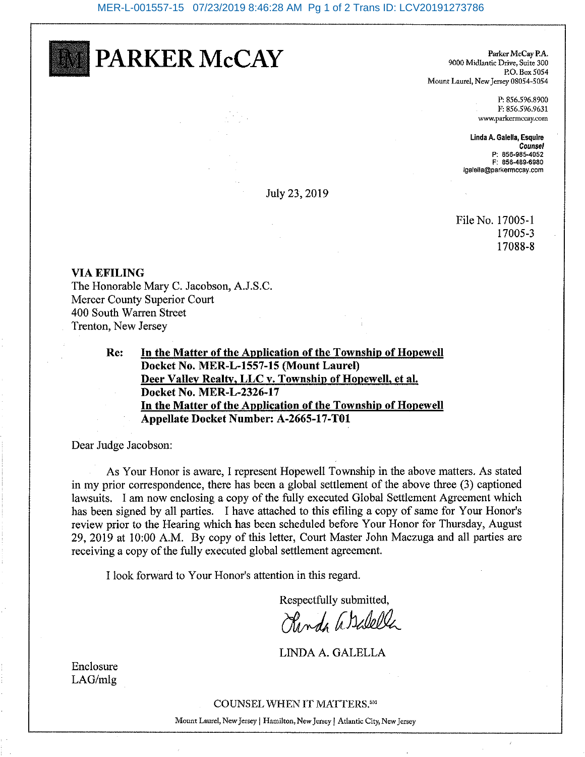# PARKER McCAY

Parker McCay P.A.
9000 Midlantic Drive, Suite 300
P.O. Box 5054
Mount Laurel, New Jersey 08054-5054

P: 856.596.8900
F: 856.596.9631
www.parkermccay.com

**Linda A. Galella, Esquire**
***Counsel***
P: 856-985-4052
F: 856-489-6980
lgalella@parkermccay.com

July 23, 2019

File No. 17005-1
17005-3
17088-8

**VIA EFILING**
The Honorable Mary C. Jacobson, A.J.S.C.
Mercer County Superior Court
400 South Warren Street
Trenton, New Jersey

**Re:** **In the Matter of the Application of the Township of Hopewell**
**Docket No. MER-L-1557-15 (Mount Laurel)**
**Deer Valley Realty, LLC v. Township of Hopewell, et al.**
**Docket No. MER-L-2326-17**
**In the Matter of the Application of the Township of Hopewell**
**Appellate Docket Number: A-2665-17-T01**

Dear Judge Jacobson:

As Your Honor is aware, I represent Hopewell Township in the above matters. As stated in my prior correspondence, there has been a global settlement of the above three (3) captioned lawsuits. I am now enclosing a copy of the fully executed Global Settlement Agreement which has been signed by all parties. I have attached to this efiling a copy of same for Your Honor's review prior to the Hearing which has been scheduled before Your Honor for Thursday, August 29, 2019 at 10:00 A.M. By copy of this letter, Court Master John Maczuga and all parties are receiving a copy of the fully executed global settlement agreement.

I look forward to Your Honor's attention in this regard.

Respectfully submitted,

*Linda A. Galella*

LINDA A. GALELLA

Enclosure
LAG/mlg

COUNSEL WHEN IT MATTERS.℠

Mount Laurel, New Jersey | Hamilton, New Jersey | Atlantic City, New Jersey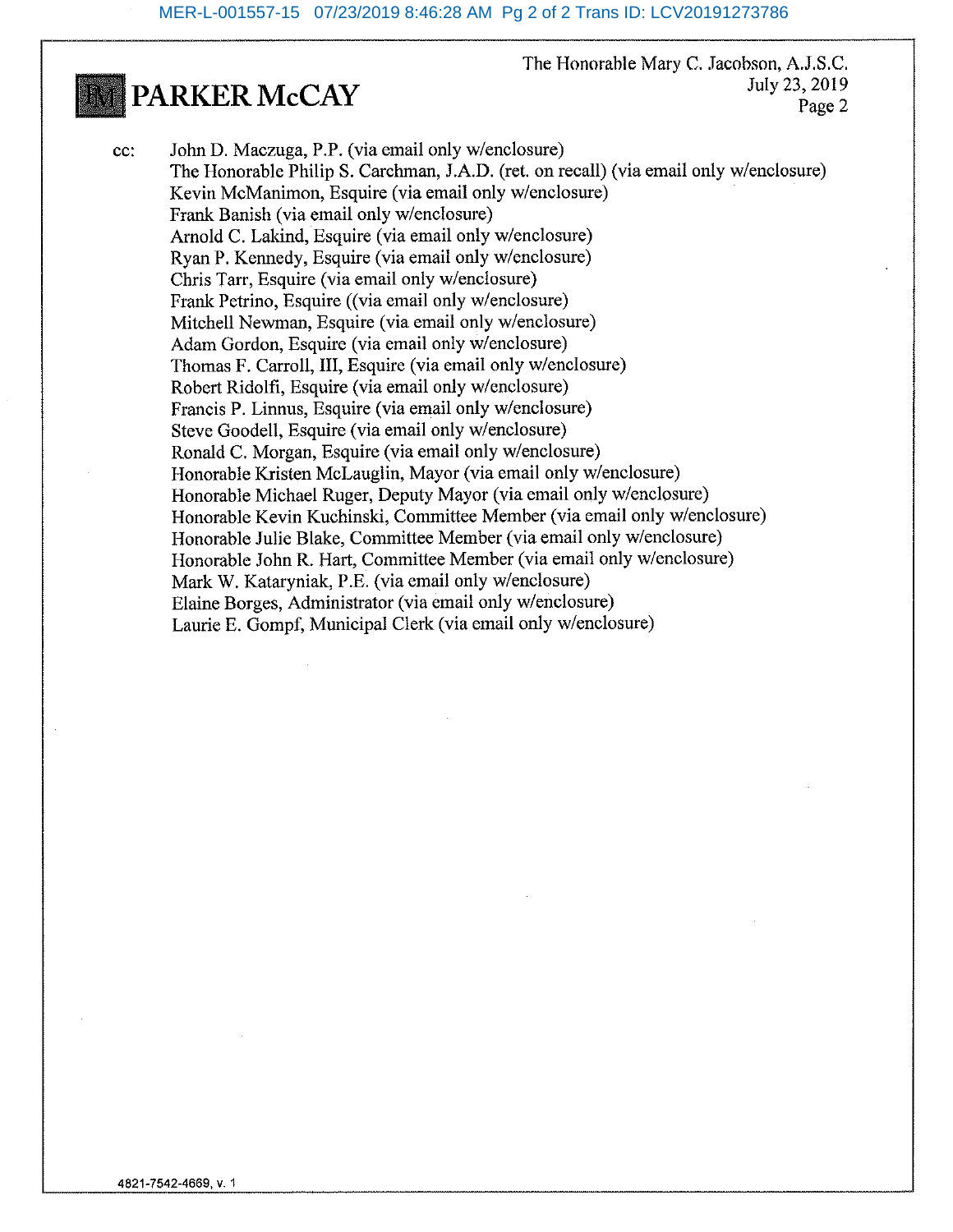The Honorable Mary C. Jacobson, A.J.S.C.
July 23, 2019
Page 2

cc: John D. Maczuga, P.P. (via email only w/enclosure)
The Honorable Philip S. Carchman, J.A.D. (ret. on recall) (via email only w/enclosure)
Kevin McManimon, Esquire (via email only w/enclosure)
Frank Banish (via email only w/enclosure)
Arnold C. Lakind, Esquire (via email only w/enclosure)
Ryan P. Kennedy, Esquire (via email only w/enclosure)
Chris Tarr, Esquire (via email only w/enclosure)
Frank Petrino, Esquire ((via email only w/enclosure)
Mitchell Newman, Esquire (via email only w/enclosure)
Adam Gordon, Esquire (via email only w/enclosure)
Thomas F. Carroll, III, Esquire (via email only w/enclosure)
Robert Ridolfi, Esquire (via email only w/enclosure)
Francis P. Linnus, Esquire (via email only w/enclosure)
Steve Goodell, Esquire (via email only w/enclosure)
Ronald C. Morgan, Esquire (via email only w/enclosure)
Honorable Kristen McLauglin, Mayor (via email only w/enclosure)
Honorable Michael Ruger, Deputy Mayor (via email only w/enclosure)
Honorable Kevin Kuchinski, Committee Member (via email only w/enclosure)
Honorable Julie Blake, Committee Member (via email only w/enclosure)
Honorable John R. Hart, Committee Member (via email only w/enclosure)
Mark W. Kataryniak, P.E. (via email only w/enclosure)
Elaine Borges, Administrator (via email only w/enclosure)
Laurie E. Gompf, Municipal Clerk (via email only w/enclosure)

4821-7542-4669, v. 1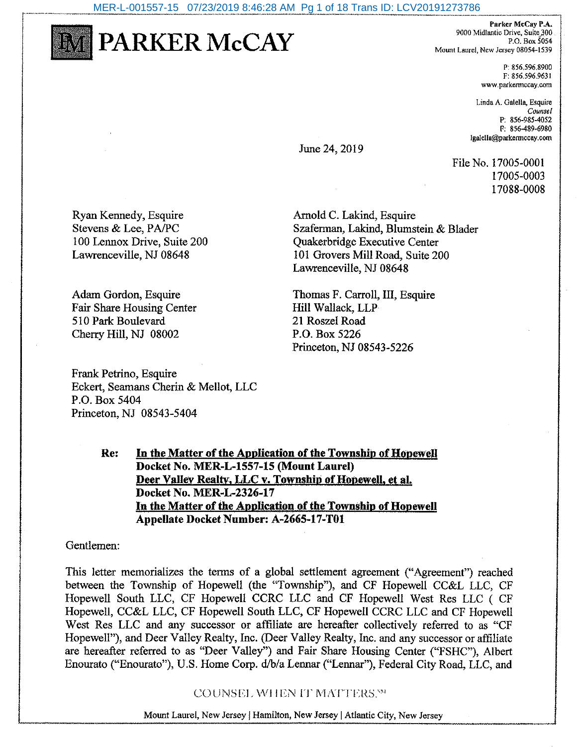PARKER McCAY

Parker McCay P.A.
9000 Midlantic Drive, Suite 300
P.O. Box 5054
Mount Laurel, New Jersey 08054-1539

P: 856.596.8900
F: 856.596.9631
www.parkermccay.com

Linda A. Galella, Esquire
*Counsel*
P: 856-985-4052
F: 856-489-6980
lgalella@parkermccay.com

June 24, 2019

File No. 17005-0001
17005-0003
17088-0008

Ryan Kennedy, Esquire
Stevens & Lee, PA/PC
100 Lennox Drive, Suite 200
Lawrenceville, NJ 08648

Arnold C. Lakind, Esquire
Szaferman, Lakind, Blumstein & Blader
Quakerbridge Executive Center
101 Grovers Mill Road, Suite 200
Lawrenceville, NJ 08648

Adam Gordon, Esquire
Fair Share Housing Center
510 Park Boulevard
Cherry Hill, NJ 08002

Thomas F. Carroll, III, Esquire
Hill Wallack, LLP
21 Roszel Road
P.O. Box 5226
Princeton, NJ 08543-5226

Frank Petrino, Esquire
Eckert, Seamans Cherin & Mellot, LLC
P.O. Box 5404
Princeton, NJ 08543-5404

**Re: <u>In the Matter of the Application of the Township of Hopewell</u>**
**Docket No. MER-L-1557-15 (Mount Laurel)**
**<u>Deer Valley Realty, LLC v. Township of Hopewell, et al.</u>**
**Docket No. MER-L-2326-17**
**<u>In the Matter of the Application of the Township of Hopewell</u>**
**Appellate Docket Number: A-2665-17-T01**

Gentlemen:

This letter memorializes the terms of a global settlement agreement ("Agreement") reached between the Township of Hopewell (the "Township"), and CF Hopewell CC&L LLC, CF Hopewell South LLC, CF Hopewell CCRC LLC and CF Hopewell West Res LLC ( CF Hopewell, CC&L LLC, CF Hopewell South LLC, CF Hopewell CCRC LLC and CF Hopewell West Res LLC and any successor or affiliate are hereafter collectively referred to as "CF Hopewell"), and Deer Valley Realty, Inc. (Deer Valley Realty, Inc. and any successor or affiliate are hereafter referred to as "Deer Valley") and Fair Share Housing Center ("FSHC"), Albert Enourato ("Enourato"), U.S. Home Corp. d/b/a Lennar ("Lennar"), Federal City Road, LLC, and

COUNSEL WHEN IT MATTERS.℠

Mount Laurel, New Jersey | Hamilton, New Jersey | Atlantic City, New Jersey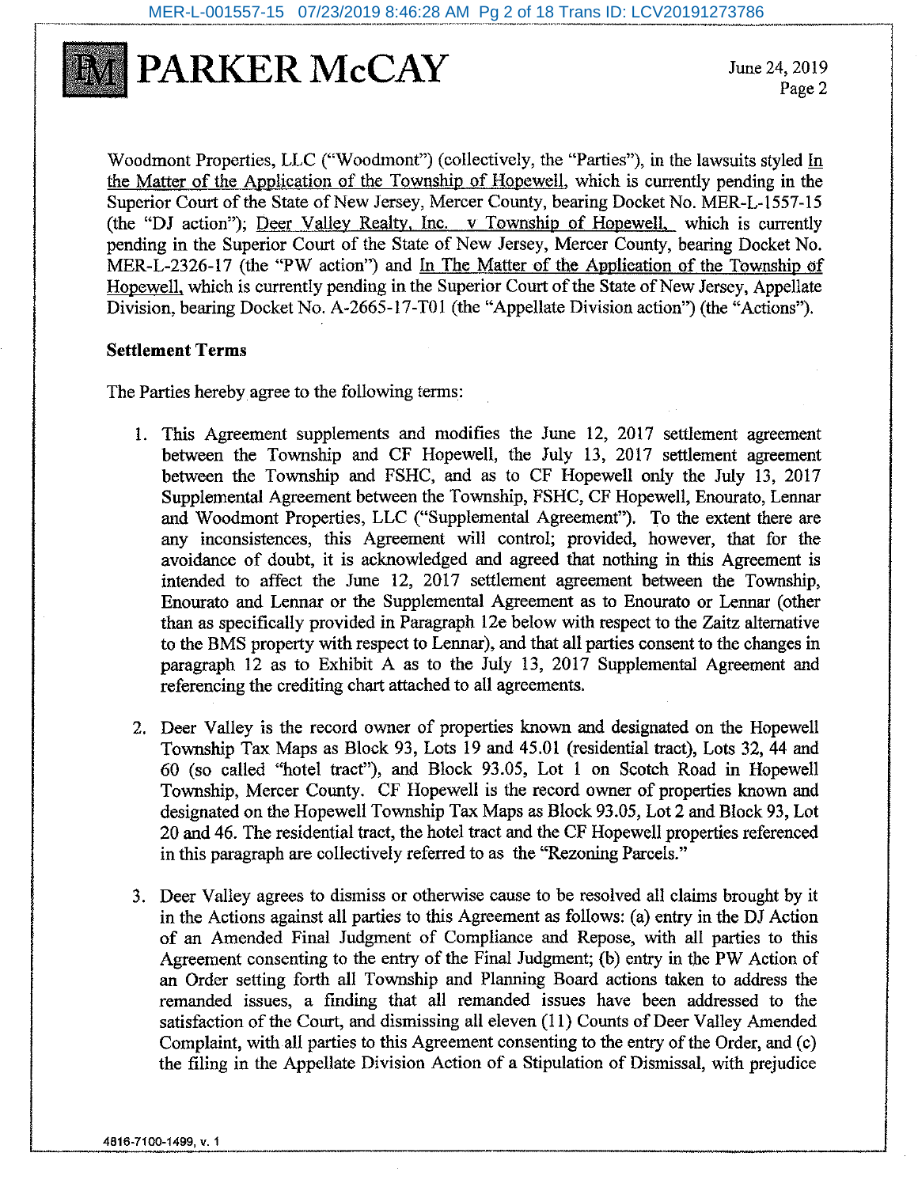Woodmont Properties, LLC ("Woodmont") (collectively, the "Parties"), in the lawsuits styled In the Matter of the Application of the Township of Hopewell, which is currently pending in the Superior Court of the State of New Jersey, Mercer County, bearing Docket No. MER-L-1557-15 (the "DJ action"); Deer Valley Realty, Inc. v Township of Hopewell, which is currently pending in the Superior Court of the State of New Jersey, Mercer County, bearing Docket No. MER-L-2326-17 (the "PW action") and In The Matter of the Application of the Township of Hopewell, which is currently pending in the Superior Court of the State of New Jersey, Appellate Division, bearing Docket No. A-2665-17-T01 (the "Appellate Division action") (the "Actions").

**Settlement Terms**

The Parties hereby agree to the following terms:

1. This Agreement supplements and modifies the June 12, 2017 settlement agreement between the Township and CF Hopewell, the July 13, 2017 settlement agreement between the Township and FSHC, and as to CF Hopewell only the July 13, 2017 Supplemental Agreement between the Township, FSHC, CF Hopewell, Enourato, Lennar and Woodmont Properties, LLC ("Supplemental Agreement"). To the extent there are any inconsistences, this Agreement will control; provided, however, that for the avoidance of doubt, it is acknowledged and agreed that nothing in this Agreement is intended to affect the June 12, 2017 settlement agreement between the Township, Enourato and Lennar or the Supplemental Agreement as to Enourato or Lennar (other than as specifically provided in Paragraph 12e below with respect to the Zaitz alternative to the BMS property with respect to Lennar), and that all parties consent to the changes in paragraph 12 as to Exhibit A as to the July 13, 2017 Supplemental Agreement and referencing the crediting chart attached to all agreements.

2. Deer Valley is the record owner of properties known and designated on the Hopewell Township Tax Maps as Block 93, Lots 19 and 45.01 (residential tract), Lots 32, 44 and 60 (so called "hotel tract"), and Block 93.05, Lot 1 on Scotch Road in Hopewell Township, Mercer County. CF Hopewell is the record owner of properties known and designated on the Hopewell Township Tax Maps as Block 93.05, Lot 2 and Block 93, Lot 20 and 46. The residential tract, the hotel tract and the CF Hopewell properties referenced in this paragraph are collectively referred to as the "Rezoning Parcels."

3. Deer Valley agrees to dismiss or otherwise cause to be resolved all claims brought by it in the Actions against all parties to this Agreement as follows: (a) entry in the DJ Action of an Amended Final Judgment of Compliance and Repose, with all parties to this Agreement consenting to the entry of the Final Judgment; (b) entry in the PW Action of an Order setting forth all Township and Planning Board actions taken to address the remanded issues, a finding that all remanded issues have been addressed to the satisfaction of the Court, and dismissing all eleven (11) Counts of Deer Valley Amended Complaint, with all parties to this Agreement consenting to the entry of the Order, and (c) the filing in the Appellate Division Action of a Stipulation of Dismissal, with prejudice

4816-7100-1499, v. 1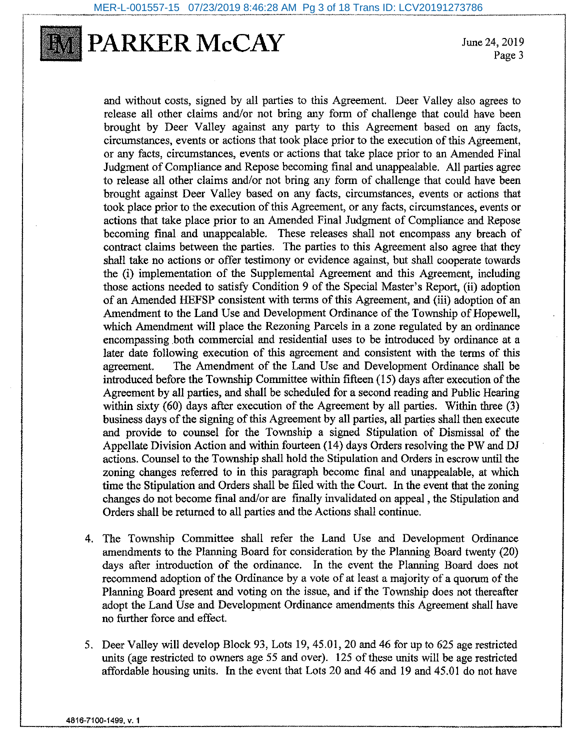and without costs, signed by all parties to this Agreement. Deer Valley also agrees to release all other claims and/or not bring any form of challenge that could have been brought by Deer Valley against any party to this Agreement based on any facts, circumstances, events or actions that took place prior to the execution of this Agreement, or any facts, circumstances, events or actions that take place prior to an Amended Final Judgment of Compliance and Repose becoming final and unappealable. All parties agree to release all other claims and/or not bring any form of challenge that could have been brought against Deer Valley based on any facts, circumstances, events or actions that took place prior to the execution of this Agreement, or any facts, circumstances, events or actions that take place prior to an Amended Final Judgment of Compliance and Repose becoming final and unappealable. These releases shall not encompass any breach of contract claims between the parties. The parties to this Agreement also agree that they shall take no actions or offer testimony or evidence against, but shall cooperate towards the (i) implementation of the Supplemental Agreement and this Agreement, including those actions needed to satisfy Condition 9 of the Special Master's Report, (ii) adoption of an Amended HEFSP consistent with terms of this Agreement, and (iii) adoption of an Amendment to the Land Use and Development Ordinance of the Township of Hopewell, which Amendment will place the Rezoning Parcels in a zone regulated by an ordinance encompassing both commercial and residential uses to be introduced by ordinance at a later date following execution of this agreement and consistent with the terms of this agreement. The Amendment of the Land Use and Development Ordinance shall be introduced before the Township Committee within fifteen (15) days after execution of the Agreement by all parties, and shall be scheduled for a second reading and Public Hearing within sixty (60) days after execution of the Agreement by all parties. Within three (3) business days of the signing of this Agreement by all parties, all parties shall then execute and provide to counsel for the Township a signed Stipulation of Dismissal of the Appellate Division Action and within fourteen (14) days Orders resolving the PW and DJ actions. Counsel to the Township shall hold the Stipulation and Orders in escrow until the zoning changes referred to in this paragraph become final and unappealable, at which time the Stipulation and Orders shall be filed with the Court. In the event that the zoning changes do not become final and/or are finally invalidated on appeal , the Stipulation and Orders shall be returned to all parties and the Actions shall continue.

4. The Township Committee shall refer the Land Use and Development Ordinance amendments to the Planning Board for consideration by the Planning Board twenty (20) days after introduction of the ordinance. In the event the Planning Board does not recommend adoption of the Ordinance by a vote of at least a majority of a quorum of the Planning Board present and voting on the issue, and if the Township does not thereafter adopt the Land Use and Development Ordinance amendments this Agreement shall have no further force and effect.

5. Deer Valley will develop Block 93, Lots 19, 45.01, 20 and 46 for up to 625 age restricted units (age restricted to owners age 55 and over). 125 of these units will be age restricted affordable housing units. In the event that Lots 20 and 46 and 19 and 45.01 do not have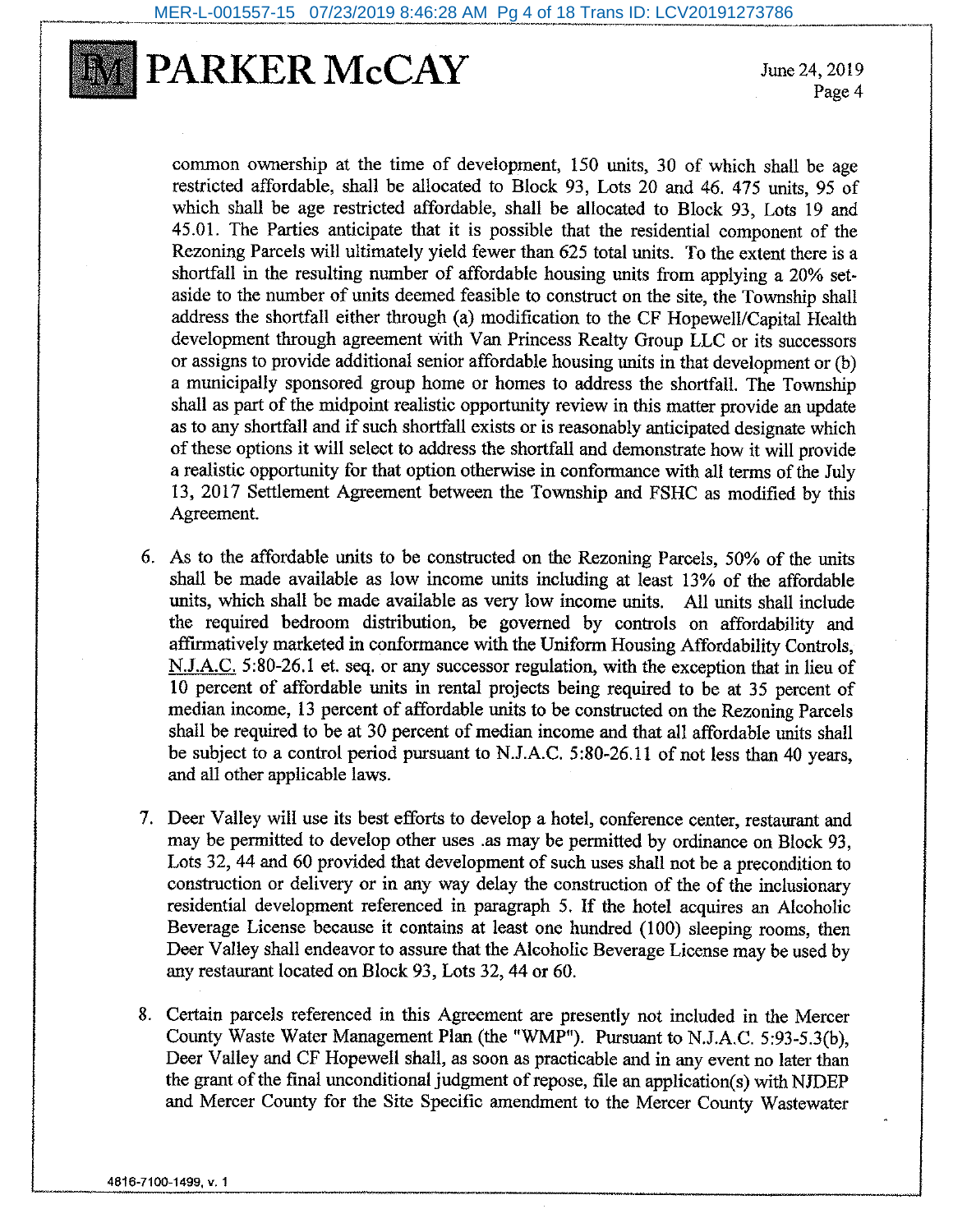common ownership at the time of development, 150 units, 30 of which shall be age restricted affordable, shall be allocated to Block 93, Lots 20 and 46. 475 units, 95 of which shall be age restricted affordable, shall be allocated to Block 93, Lots 19 and 45.01. The Parties anticipate that it is possible that the residential component of the Rezoning Parcels will ultimately yield fewer than 625 total units. To the extent there is a shortfall in the resulting number of affordable housing units from applying a 20% set-aside to the number of units deemed feasible to construct on the site, the Township shall address the shortfall either through (a) modification to the CF Hopewell/Capital Health development through agreement with Van Princess Realty Group LLC or its successors or assigns to provide additional senior affordable housing units in that development or (b) a municipally sponsored group home or homes to address the shortfall. The Township shall as part of the midpoint realistic opportunity review in this matter provide an update as to any shortfall and if such shortfall exists or is reasonably anticipated designate which of these options it will select to address the shortfall and demonstrate how it will provide a realistic opportunity for that option otherwise in conformance with all terms of the July 13, 2017 Settlement Agreement between the Township and FSHC as modified by this Agreement.

6. As to the affordable units to be constructed on the Rezoning Parcels, 50% of the units shall be made available as low income units including at least 13% of the affordable units, which shall be made available as very low income units. All units shall include the required bedroom distribution, be governed by controls on affordability and affirmatively marketed in conformance with the Uniform Housing Affordability Controls, N.J.A.C. 5:80-26.1 et. seq. or any successor regulation, with the exception that in lieu of 10 percent of affordable units in rental projects being required to be at 35 percent of median income, 13 percent of affordable units to be constructed on the Rezoning Parcels shall be required to be at 30 percent of median income and that all affordable units shall be subject to a control period pursuant to N.J.A.C. 5:80-26.11 of not less than 40 years, and all other applicable laws.

7. Deer Valley will use its best efforts to develop a hotel, conference center, restaurant and may be permitted to develop other uses .as may be permitted by ordinance on Block 93, Lots 32, 44 and 60 provided that development of such uses shall not be a precondition to construction or delivery or in any way delay the construction of the of the inclusionary residential development referenced in paragraph 5. If the hotel acquires an Alcoholic Beverage License because it contains at least one hundred (100) sleeping rooms, then Deer Valley shall endeavor to assure that the Alcoholic Beverage License may be used by any restaurant located on Block 93, Lots 32, 44 or 60.

8. Certain parcels referenced in this Agreement are presently not included in the Mercer County Waste Water Management Plan (the "WMP"). Pursuant to N.J.A.C. 5:93-5.3(b), Deer Valley and CF Hopewell shall, as soon as practicable and in any event no later than the grant of the final unconditional judgment of repose, file an application(s) with NJDEP and Mercer County for the Site Specific amendment to the Mercer County Wastewater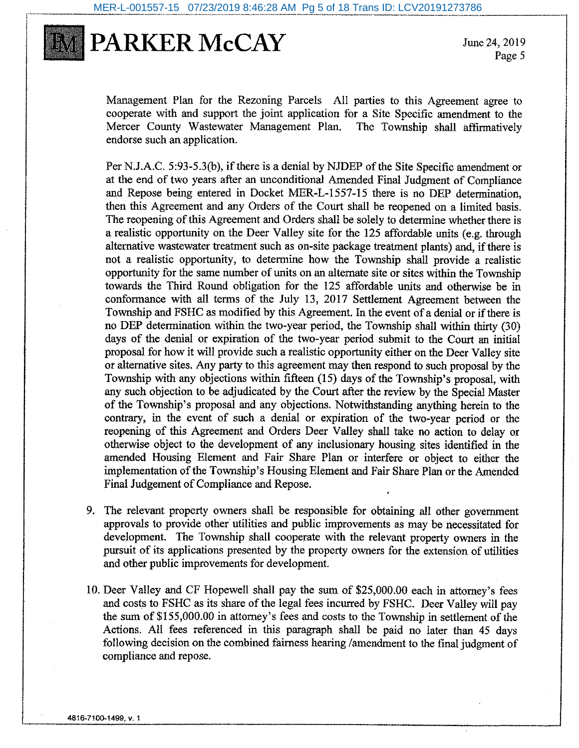Management Plan for the Rezoning Parcels All parties to this Agreement agree to cooperate with and support the joint application for a Site Specific amendment to the Mercer County Wastewater Management Plan. The Township shall affirmatively endorse such an application.

Per N.J.A.C. 5:93-5.3(b), if there is a denial by NJDEP of the Site Specific amendment or at the end of two years after an unconditional Amended Final Judgment of Compliance and Repose being entered in Docket MER-L-1557-15 there is no DEP determination, then this Agreement and any Orders of the Court shall be reopened on a limited basis. The reopening of this Agreement and Orders shall be solely to determine whether there is a realistic opportunity on the Deer Valley site for the 125 affordable units (e.g. through alternative wastewater treatment such as on-site package treatment plants) and, if there is not a realistic opportunity, to determine how the Township shall provide a realistic opportunity for the same number of units on an alternate site or sites within the Township towards the Third Round obligation for the 125 affordable units and otherwise be in conformance with all terms of the July 13, 2017 Settlement Agreement between the Township and FSHC as modified by this Agreement. In the event of a denial or if there is no DEP determination within the two-year period, the Township shall within thirty (30) days of the denial or expiration of the two-year period submit to the Court an initial proposal for how it will provide such a realistic opportunity either on the Deer Valley site or alternative sites. Any party to this agreement may then respond to such proposal by the Township with any objections within fifteen (15) days of the Township's proposal, with any such objection to be adjudicated by the Court after the review by the Special Master of the Township's proposal and any objections. Notwithstanding anything herein to the contrary, in the event of such a denial or expiration of the two-year period or the reopening of this Agreement and Orders Deer Valley shall take no action to delay or otherwise object to the development of any inclusionary housing sites identified in the amended Housing Element and Fair Share Plan or interfere or object to either the implementation of the Township's Housing Element and Fair Share Plan or the Amended Final Judgement of Compliance and Repose.

9. The relevant property owners shall be responsible for obtaining all other government approvals to provide other utilities and public improvements as may be necessitated for development. The Township shall cooperate with the relevant property owners in the pursuit of its applications presented by the property owners for the extension of utilities and other public improvements for development.

10. Deer Valley and CF Hopewell shall pay the sum of $25,000.00 each in attorney's fees and costs to FSHC as its share of the legal fees incurred by FSHC. Deer Valley will pay the sum of $155,000.00 in attorney's fees and costs to the Township in settlement of the Actions. All fees referenced in this paragraph shall be paid no later than 45 days following decision on the combined fairness hearing /amendment to the final judgment of compliance and repose.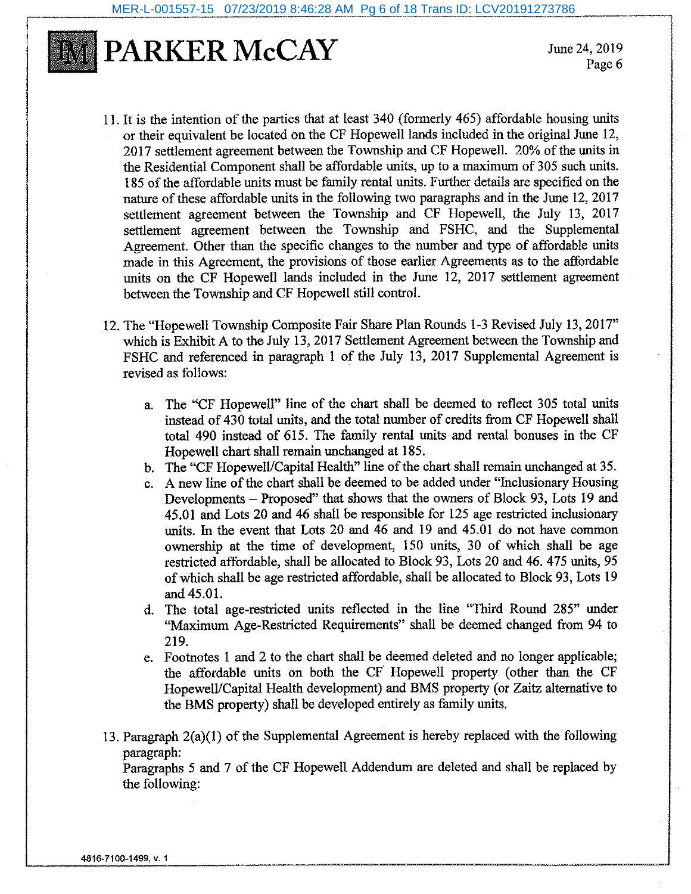11. It is the intention of the parties that at least 340 (formerly 465) affordable housing units or their equivalent be located on the CF Hopewell lands included in the original June 12, 2017 settlement agreement between the Township and CF Hopewell. 20% of the units in the Residential Component shall be affordable units, up to a maximum of 305 such units. 185 of the affordable units must be family rental units. Further details are specified on the nature of these affordable units in the following two paragraphs and in the June 12, 2017 settlement agreement between the Township and CF Hopewell, the July 13, 2017 settlement agreement between the Township and FSHC, and the Supplemental Agreement. Other than the specific changes to the number and type of affordable units made in this Agreement, the provisions of those earlier Agreements as to the affordable units on the CF Hopewell lands included in the June 12, 2017 settlement agreement between the Township and CF Hopewell still control.

12. The "Hopewell Township Composite Fair Share Plan Rounds 1-3 Revised July 13, 2017" which is Exhibit A to the July 13, 2017 Settlement Agreement between the Township and FSHC and referenced in paragraph 1 of the July 13, 2017 Supplemental Agreement is revised as follows:

    a. The "CF Hopewell" line of the chart shall be deemed to reflect 305 total units instead of 430 total units, and the total number of credits from CF Hopewell shall total 490 instead of 615. The family rental units and rental bonuses in the CF Hopewell chart shall remain unchanged at 185.

    b. The "CF Hopewell/Capital Health" line of the chart shall remain unchanged at 35.

    c. A new line of the chart shall be deemed to be added under "Inclusionary Housing Developments – Proposed" that shows that the owners of Block 93, Lots 19 and 45.01 and Lots 20 and 46 shall be responsible for 125 age restricted inclusionary units. In the event that Lots 20 and 46 and 19 and 45.01 do not have common ownership at the time of development, 150 units, 30 of which shall be age restricted affordable, shall be allocated to Block 93, Lots 20 and 46. 475 units, 95 of which shall be age restricted affordable, shall be allocated to Block 93, Lots 19 and 45.01.

    d. The total age-restricted units reflected in the line "Third Round 285" under "Maximum Age-Restricted Requirements" shall be deemed changed from 94 to 219.

    e. Footnotes 1 and 2 to the chart shall be deemed deleted and no longer applicable; the affordable units on both the CF Hopewell property (other than the CF Hopewell/Capital Health development) and BMS property (or Zaitz alternative to the BMS property) shall be developed entirely as family units.

13. Paragraph 2(a)(1) of the Supplemental Agreement is hereby replaced with the following paragraph:
    Paragraphs 5 and 7 of the CF Hopewell Addendum are deleted and shall be replaced by the following: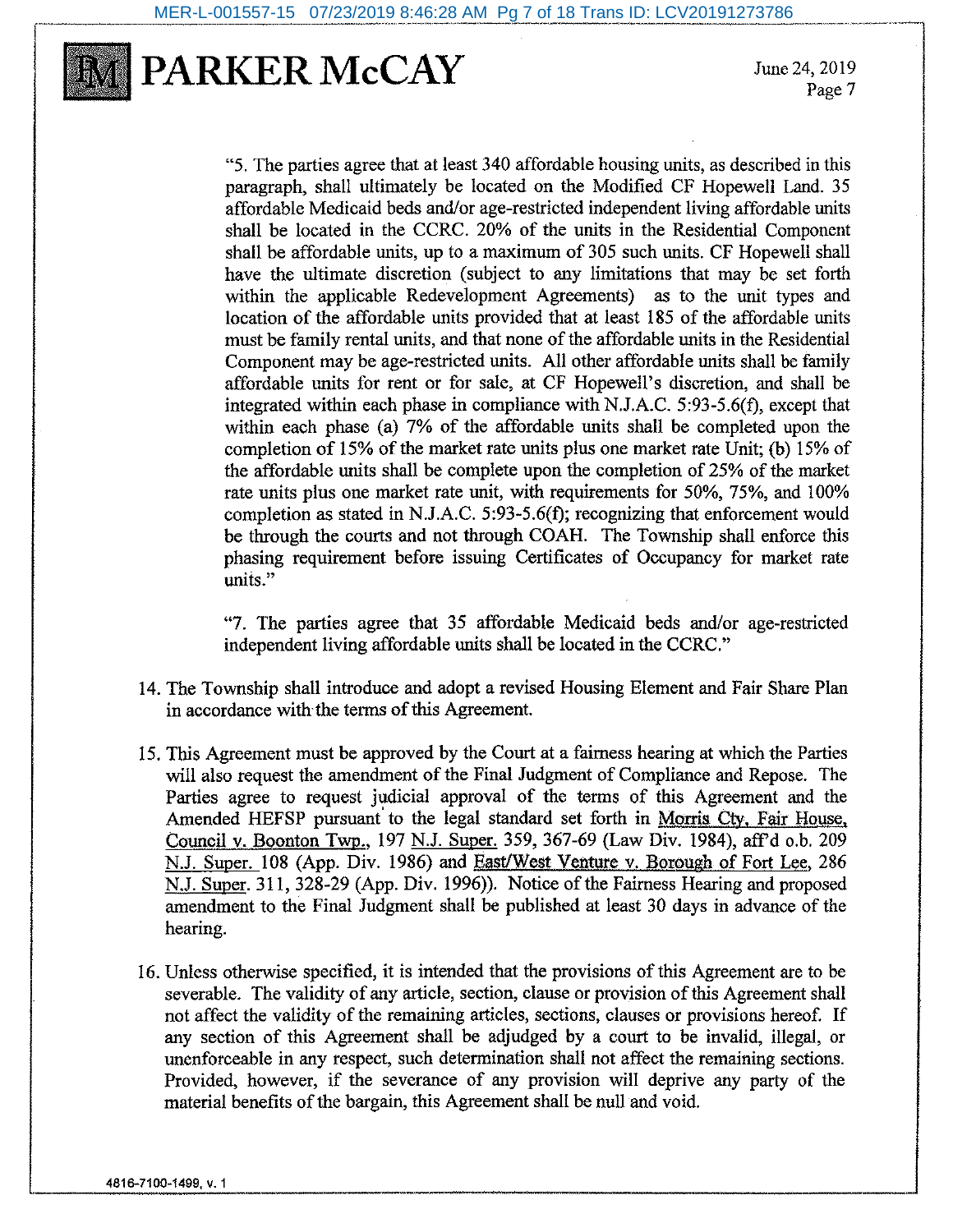"5. The parties agree that at least 340 affordable housing units, as described in this paragraph, shall ultimately be located on the Modified CF Hopewell Land. 35 affordable Medicaid beds and/or age-restricted independent living affordable units shall be located in the CCRC. 20% of the units in the Residential Component shall be affordable units, up to a maximum of 305 such units. CF Hopewell shall have the ultimate discretion (subject to any limitations that may be set forth within the applicable Redevelopment Agreements) as to the unit types and location of the affordable units provided that at least 185 of the affordable units must be family rental units, and that none of the affordable units in the Residential Component may be age-restricted units. All other affordable units shall be family affordable units for rent or for sale, at CF Hopewell's discretion, and shall be integrated within each phase in compliance with N.J.A.C. 5:93-5.6(f), except that within each phase (a) 7% of the affordable units shall be completed upon the completion of 15% of the market rate units plus one market rate Unit; (b) 15% of the affordable units shall be complete upon the completion of 25% of the market rate units plus one market rate unit, with requirements for 50%, 75%, and 100% completion as stated in N.J.A.C. 5:93-5.6(f); recognizing that enforcement would be through the courts and not through COAH. The Township shall enforce this phasing requirement before issuing Certificates of Occupancy for market rate units."

"7. The parties agree that 35 affordable Medicaid beds and/or age-restricted independent living affordable units shall be located in the CCRC."

14. The Township shall introduce and adopt a revised Housing Element and Fair Share Plan in accordance with the terms of this Agreement.

15. This Agreement must be approved by the Court at a fairness hearing at which the Parties will also request the amendment of the Final Judgment of Compliance and Repose. The Parties agree to request judicial approval of the terms of this Agreement and the Amended HEFSP pursuant to the legal standard set forth in Morris Cty. Fair House. Council v. Boonton Twp., 197 N.J. Super. 359, 367-69 (Law Div. 1984), aff'd o.b. 209 N.J. Super. 108 (App. Div. 1986) and East/West Venture v. Borough of Fort Lee, 286 N.J. Super. 311, 328-29 (App. Div. 1996)). Notice of the Fairness Hearing and proposed amendment to the Final Judgment shall be published at least 30 days in advance of the hearing.

16. Unless otherwise specified, it is intended that the provisions of this Agreement are to be severable. The validity of any article, section, clause or provision of this Agreement shall not affect the validity of the remaining articles, sections, clauses or provisions hereof. If any section of this Agreement shall be adjudged by a court to be invalid, illegal, or unenforceable in any respect, such determination shall not affect the remaining sections. Provided, however, if the severance of any provision will deprive any party of the material benefits of the bargain, this Agreement shall be null and void.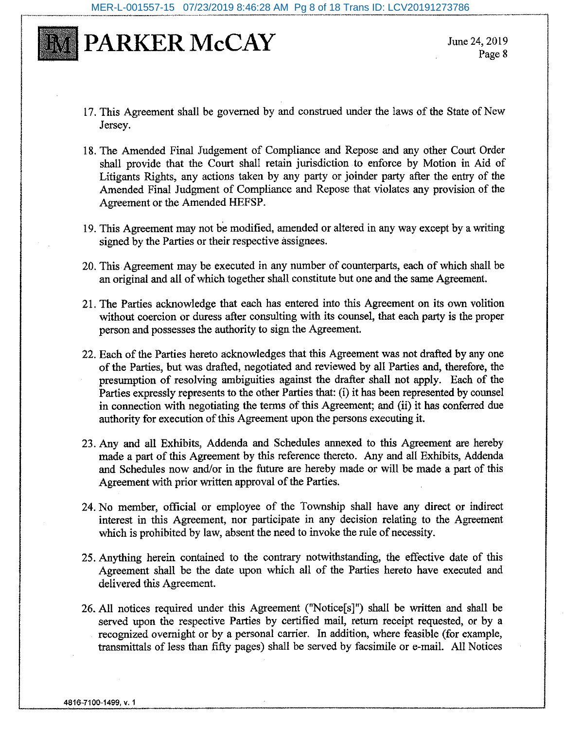17. This Agreement shall be governed by and construed under the laws of the State of New Jersey.

18. The Amended Final Judgement of Compliance and Repose and any other Court Order shall provide that the Court shall retain jurisdiction to enforce by Motion in Aid of Litigants Rights, any actions taken by any party or joinder party after the entry of the Amended Final Judgment of Compliance and Repose that violates any provision of the Agreement or the Amended HEFSP.

19. This Agreement may not be modified, amended or altered in any way except by a writing signed by the Parties or their respective assignees.

20. This Agreement may be executed in any number of counterparts, each of which shall be an original and all of which together shall constitute but one and the same Agreement.

21. The Parties acknowledge that each has entered into this Agreement on its own volition without coercion or duress after consulting with its counsel, that each party is the proper person and possesses the authority to sign the Agreement.

22. Each of the Parties hereto acknowledges that this Agreement was not drafted by any one of the Parties, but was drafted, negotiated and reviewed by all Parties and, therefore, the presumption of resolving ambiguities against the drafter shall not apply. Each of the Parties expressly represents to the other Parties that: (i) it has been represented by counsel in connection with negotiating the terms of this Agreement; and (ii) it has conferred due authority for execution of this Agreement upon the persons executing it.

23. Any and all Exhibits, Addenda and Schedules annexed to this Agreement are hereby made a part of this Agreement by this reference thereto. Any and all Exhibits, Addenda and Schedules now and/or in the future are hereby made or will be made a part of this Agreement with prior written approval of the Parties.

24. No member, official or employee of the Township shall have any direct or indirect interest in this Agreement, nor participate in any decision relating to the Agreement which is prohibited by law, absent the need to invoke the rule of necessity.

25. Anything herein contained to the contrary notwithstanding, the effective date of this Agreement shall be the date upon which all of the Parties hereto have executed and delivered this Agreement.

26. All notices required under this Agreement ("Notice[s]") shall be written and shall be served upon the respective Parties by certified mail, return receipt requested, or by a recognized overnight or by a personal carrier. In addition, where feasible (for example, transmittals of less than fifty pages) shall be served by facsimile or e-mail. All Notices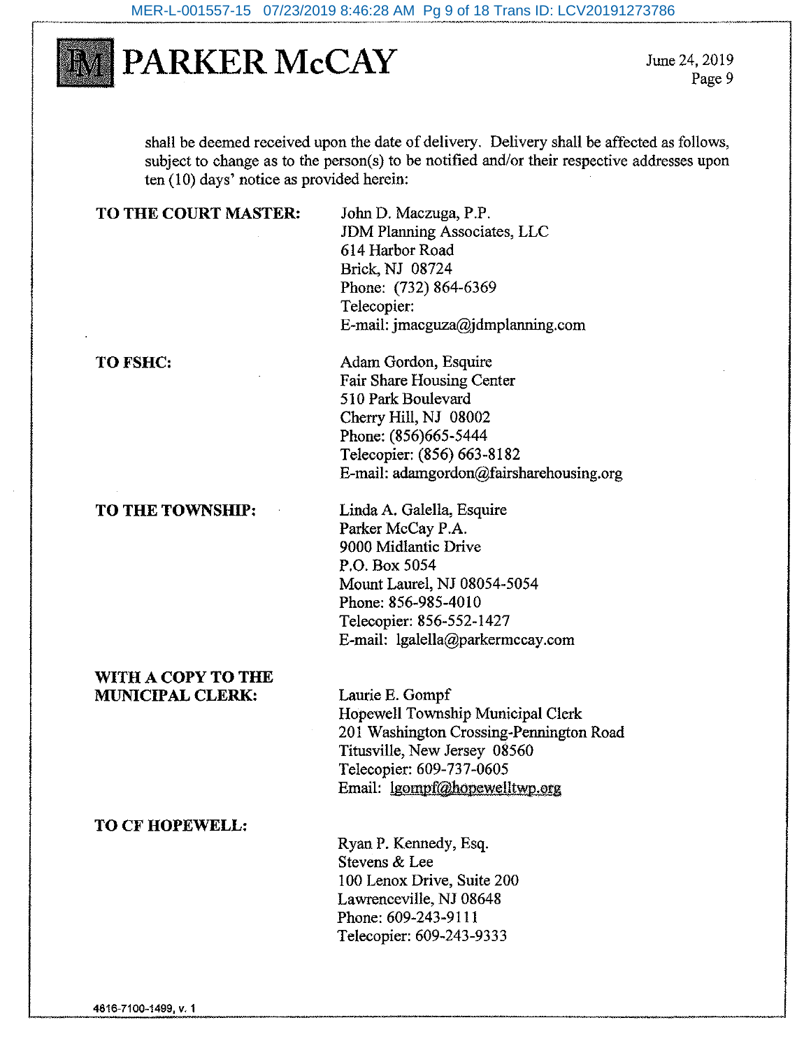shall be deemed received upon the date of delivery. Delivery shall be affected as follows, subject to change as to the person(s) to be notified and/or their respective addresses upon ten (10) days' notice as provided herein:

**TO THE COURT MASTER:**

John D. Maczuga, P.P.
JDM Planning Associates, LLC
614 Harbor Road
Brick, NJ 08724
Phone: (732) 864-6369
Telecopier:
E-mail: jmacguza@jdmplanning.com

**TO FSHC:**

Adam Gordon, Esquire
Fair Share Housing Center
510 Park Boulevard
Cherry Hill, NJ 08002
Phone: (856)665-5444
Telecopier: (856) 663-8182
E-mail: adamgordon@fairsharehousing.org

**TO THE TOWNSHIP:**

Linda A. Galella, Esquire
Parker McCay P.A.
9000 Midlantic Drive
P.O. Box 5054
Mount Laurel, NJ 08054-5054
Phone: 856-985-4010
Telecopier: 856-552-1427
E-mail: lgalella@parkermccay.com

**WITH A COPY TO THE MUNICIPAL CLERK:**

Laurie E. Gompf
Hopewell Township Municipal Clerk
201 Washington Crossing-Pennington Road
Titusville, New Jersey 08560
Telecopier: 609-737-0605
Email: lgompf@hopewelltwp.org

**TO CF HOPEWELL:**

Ryan P. Kennedy, Esq.
Stevens & Lee
100 Lenox Drive, Suite 200
Lawrenceville, NJ 08648
Phone: 609-243-9111
Telecopier: 609-243-9333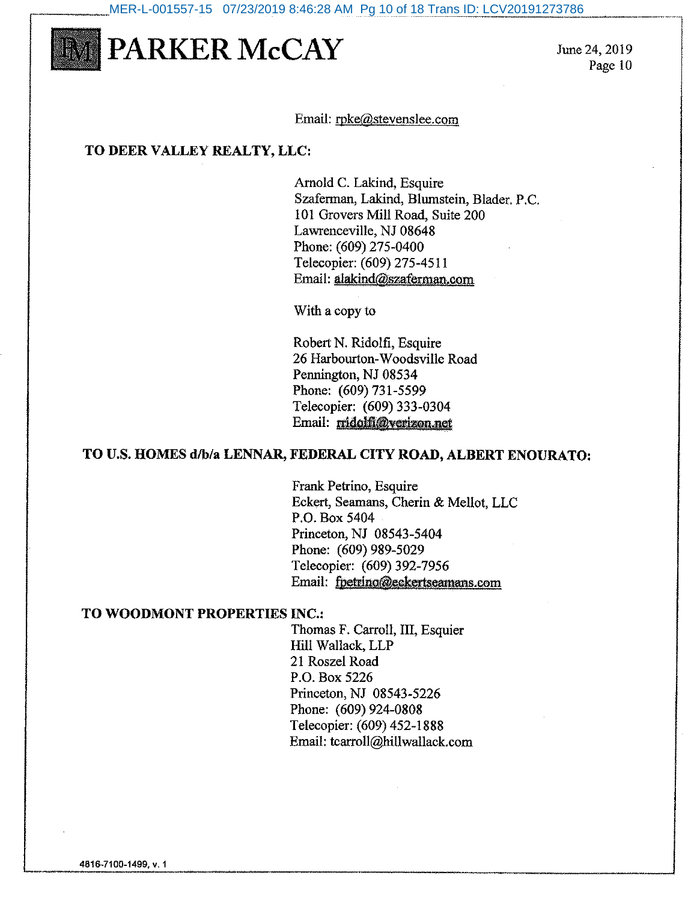Email: rpke@stevenslee.com

**TO DEER VALLEY REALTY, LLC:**

Arnold C. Lakind, Esquire
Szaferman, Lakind, Blumstein, Blader, P.C.
101 Grovers Mill Road, Suite 200
Lawrenceville, NJ 08648
Phone: (609) 275-0400
Telecopier: (609) 275-4511
Email: alakind@szaferman.com

With a copy to

Robert N. Ridolfi, Esquire
26 Harbourton-Woodsville Road
Pennington, NJ 08534
Phone: (609) 731-5599
Telecopier: (609) 333-0304
Email: rridolfi@verizon.net

**TO U.S. HOMES d/b/a LENNAR, FEDERAL CITY ROAD, ALBERT ENOURATO:**

Frank Petrino, Esquire
Eckert, Seamans, Cherin & Mellot, LLC
P.O. Box 5404
Princeton, NJ 08543-5404
Phone: (609) 989-5029
Telecopier: (609) 392-7956
Email: fpetrino@eckertseamans.com

**TO WOODMONT PROPERTIES INC.:**

Thomas F. Carroll, III, Esquier
Hill Wallack, LLP
21 Roszel Road
P.O. Box 5226
Princeton, NJ 08543-5226
Phone: (609) 924-0808
Telecopier: (609) 452-1888
Email: tcarroll@hillwallack.com

4816-7100-1499, v. 1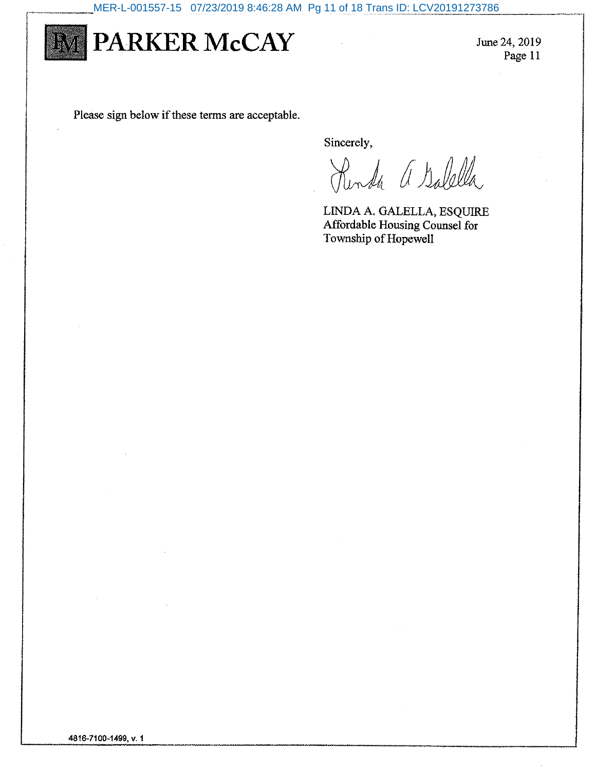Please sign below if these terms are acceptable.

Sincerely,

LINDA A. GALELLA, ESQUIRE
Affordable Housing Counsel for
Township of Hopewell

4816-7100-1499, v. 1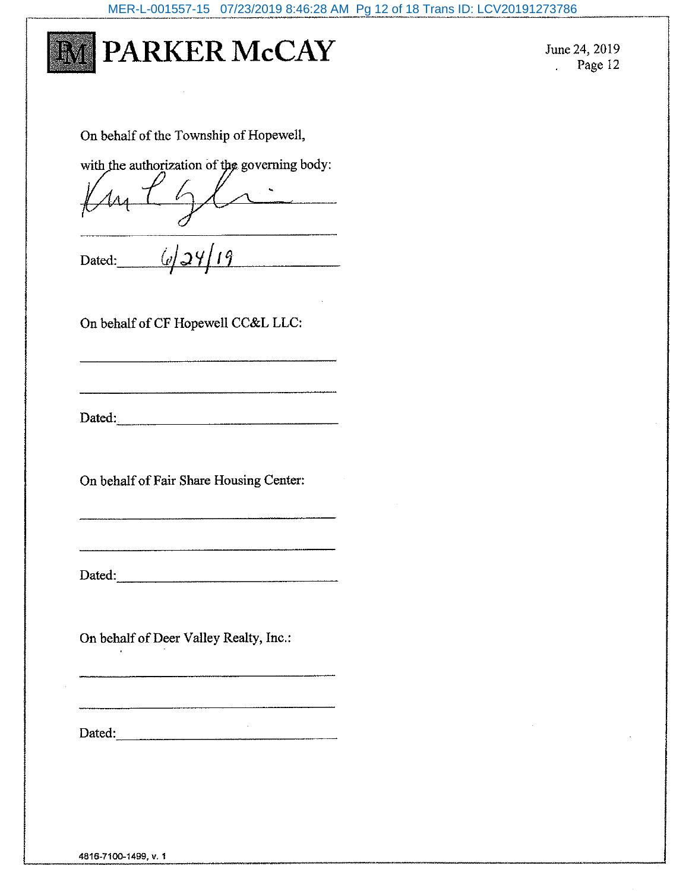On behalf of the Township of Hopewell,

with the authorization of the governing body:

_______________________________

_______________________________

Dated: 6/24/19

On behalf of CF Hopewell CC&L LLC:

_______________________________

_______________________________

Dated: _______________________________

On behalf of Fair Share Housing Center:

_______________________________

_______________________________

Dated: _______________________________

On behalf of Deer Valley Realty, Inc.:

_______________________________

_______________________________

Dated: _______________________________

4816-7100-1499, v. 1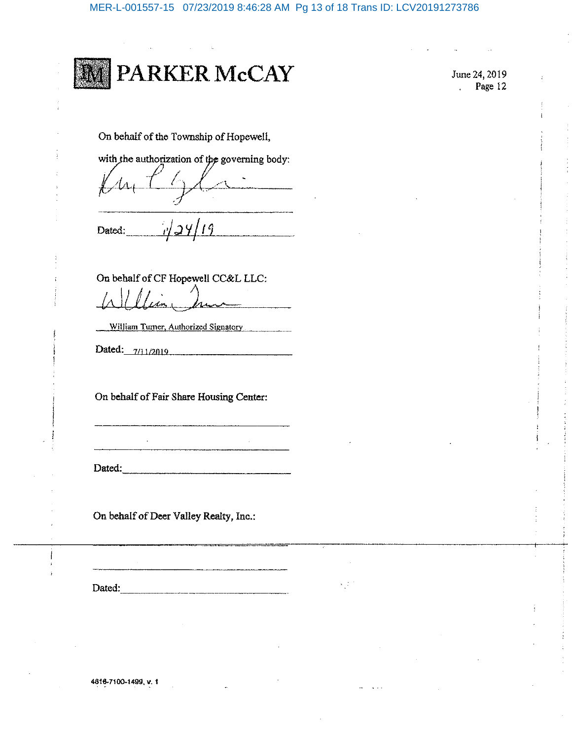**PARKER McCAY**

June 24, 2019
Page 12

On behalf of the Township of Hopewell,

with the authorization of the governing body:

______________________________

______________________________

Dated: 7/24/19

On behalf of CF Hopewell CC&L LLC:

______________________________

William Turner, Authorized Signatory

Dated: 7/11/2019

On behalf of Fair Share Housing Center:

______________________________

______________________________

Dated: ______________________________

On behalf of Deer Valley Realty, Inc.:

______________________________

______________________________

Dated: ______________________________

4816-7100-1499, v. 1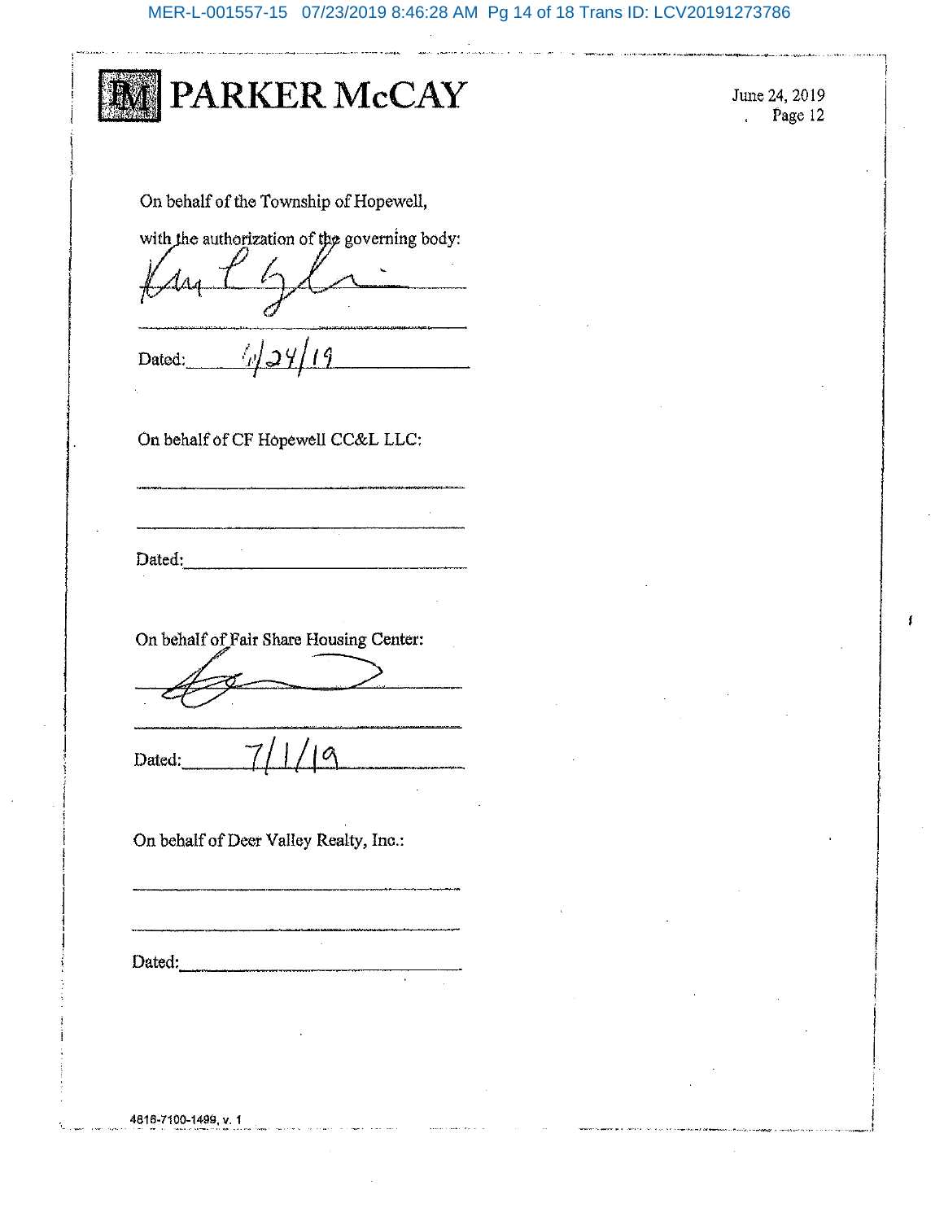On behalf of the Township of Hopewell,

with the authorization of the governing body:

\_\_\_\_\_\_\_\_\_\_\_\_\_\_\_\_\_\_\_\_\_\_\_\_\_\_\_\_\_\_\_\_\_\_\_\_

\_\_\_\_\_\_\_\_\_\_\_\_\_\_\_\_\_\_\_\_\_\_\_\_\_\_\_\_\_\_\_\_\_\_\_\_

Dated: 6/24/19

On behalf of CF Hopewell CC&L LLC:

\_\_\_\_\_\_\_\_\_\_\_\_\_\_\_\_\_\_\_\_\_\_\_\_\_\_\_\_\_\_\_\_\_\_\_\_

\_\_\_\_\_\_\_\_\_\_\_\_\_\_\_\_\_\_\_\_\_\_\_\_\_\_\_\_\_\_\_\_\_\_\_\_

Dated: \_\_\_\_\_\_\_\_\_\_\_\_\_\_\_\_\_\_\_\_\_\_\_\_\_\_\_\_\_\_

On behalf of Fair Share Housing Center:

\_\_\_\_\_\_\_\_\_\_\_\_\_\_\_\_\_\_\_\_\_\_\_\_\_\_\_\_\_\_\_\_\_\_\_\_

\_\_\_\_\_\_\_\_\_\_\_\_\_\_\_\_\_\_\_\_\_\_\_\_\_\_\_\_\_\_\_\_\_\_\_\_

Dated: 7/1/19

On behalf of Deer Valley Realty, Inc.:

\_\_\_\_\_\_\_\_\_\_\_\_\_\_\_\_\_\_\_\_\_\_\_\_\_\_\_\_\_\_\_\_\_\_\_\_

\_\_\_\_\_\_\_\_\_\_\_\_\_\_\_\_\_\_\_\_\_\_\_\_\_\_\_\_\_\_\_\_\_\_\_\_

Dated: \_\_\_\_\_\_\_\_\_\_\_\_\_\_\_\_\_\_\_\_\_\_\_\_\_\_\_\_\_\_

4816-7100-1499, v. 1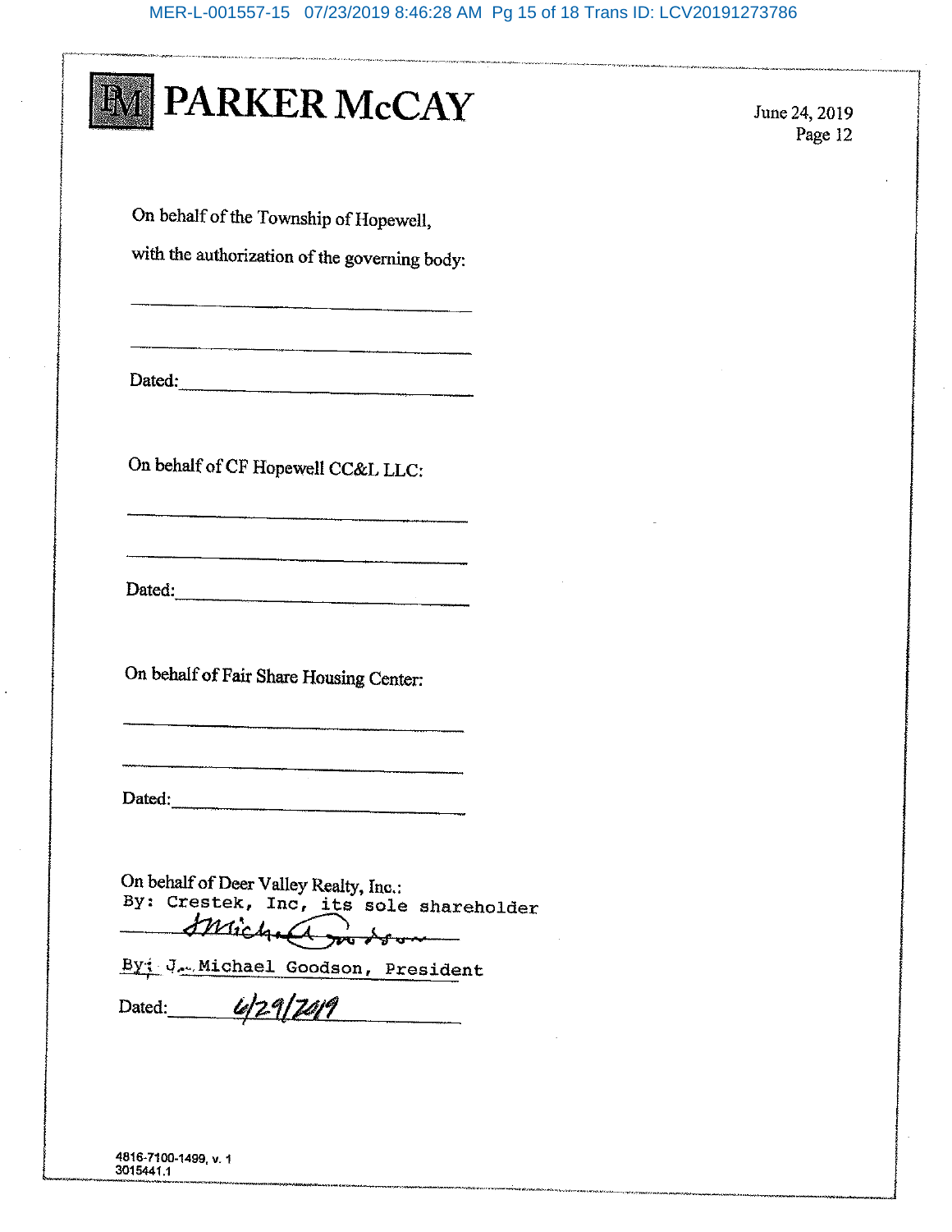On behalf of the Township of Hopewell,

with the authorization of the governing body:

\_\_\_\_\_\_\_\_\_\_\_\_\_\_\_\_\_\_\_\_\_\_\_\_\_\_\_\_\_\_\_\_\_\_

\_\_\_\_\_\_\_\_\_\_\_\_\_\_\_\_\_\_\_\_\_\_\_\_\_\_\_\_\_\_\_\_\_\_

Dated:\_\_\_\_\_\_\_\_\_\_\_\_\_\_\_\_\_\_\_\_\_\_\_\_\_\_\_\_

On behalf of CF Hopewell CC&L LLC:

\_\_\_\_\_\_\_\_\_\_\_\_\_\_\_\_\_\_\_\_\_\_\_\_\_\_\_\_\_\_\_\_\_\_

\_\_\_\_\_\_\_\_\_\_\_\_\_\_\_\_\_\_\_\_\_\_\_\_\_\_\_\_\_\_\_\_\_\_

Dated:\_\_\_\_\_\_\_\_\_\_\_\_\_\_\_\_\_\_\_\_\_\_\_\_\_\_\_\_

On behalf of Fair Share Housing Center:

\_\_\_\_\_\_\_\_\_\_\_\_\_\_\_\_\_\_\_\_\_\_\_\_\_\_\_\_\_\_\_\_\_\_

\_\_\_\_\_\_\_\_\_\_\_\_\_\_\_\_\_\_\_\_\_\_\_\_\_\_\_\_\_\_\_\_\_\_

Dated:\_\_\_\_\_\_\_\_\_\_\_\_\_\_\_\_\_\_\_\_\_\_\_\_\_\_\_\_

On behalf of Deer Valley Realty, Inc.:
By: Crestek, Inc, its sole shareholder

J. Michael Goodson

By: J. Michael Goodson, President

Dated: 6/29/2019

4816-7100-1499, v. 1
3015441.1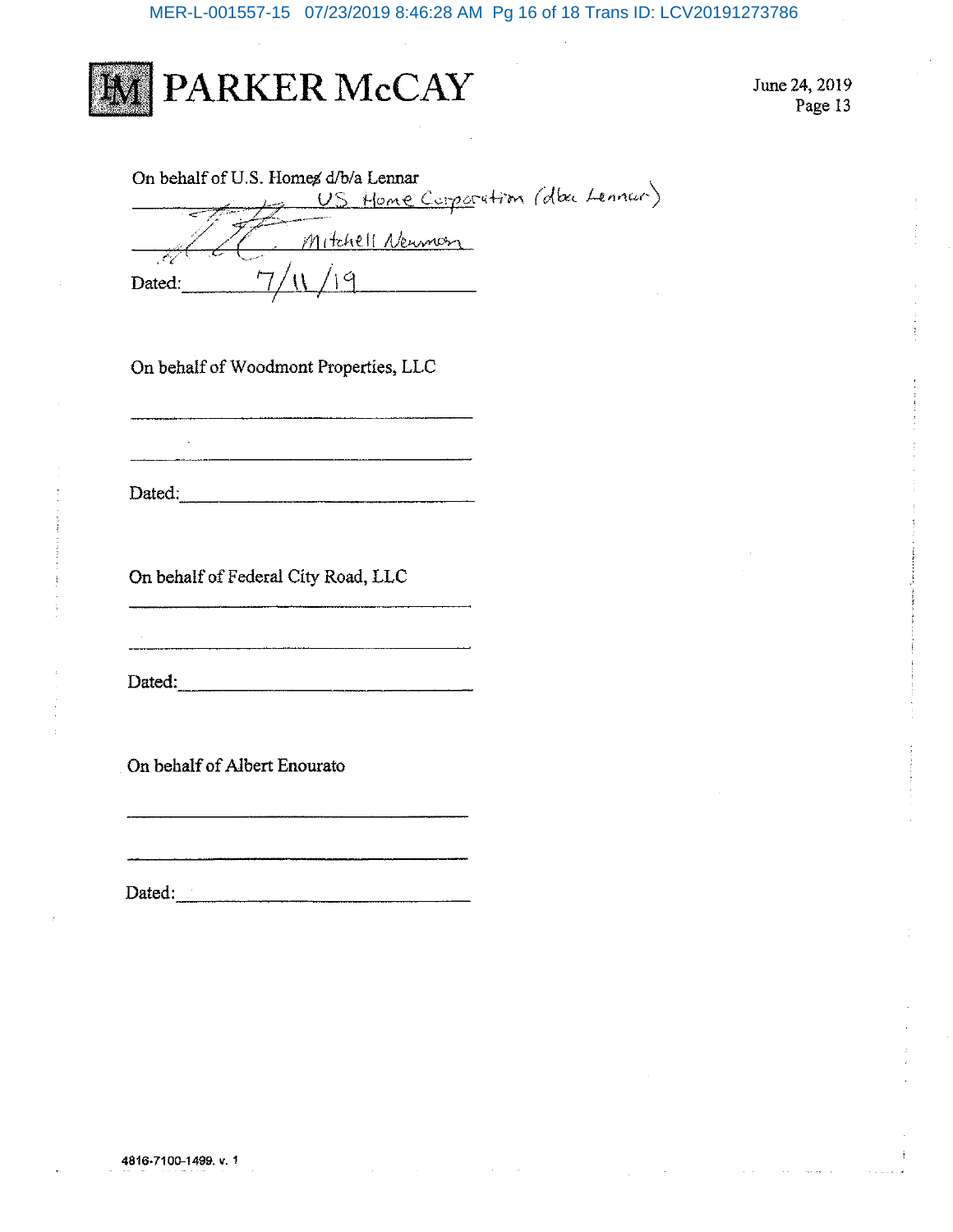On behalf of U.S. Homes d/b/a Lennar

US Home Corporation (dba Lennar)

Mitchell Newman

Dated: 7/11/19

On behalf of Woodmont Properties, LLC

\_\_\_\_\_\_\_\_\_\_\_\_\_\_\_\_\_\_\_\_\_\_\_\_\_\_\_\_\_\_\_\_\_\_\_\_

\_\_\_\_\_\_\_\_\_\_\_\_\_\_\_\_\_\_\_\_\_\_\_\_\_\_\_\_\_\_\_\_\_\_\_\_

Dated:\_\_\_\_\_\_\_\_\_\_\_\_\_\_\_\_\_\_\_\_\_\_\_\_\_\_\_\_\_\_

On behalf of Federal City Road, LLC

\_\_\_\_\_\_\_\_\_\_\_\_\_\_\_\_\_\_\_\_\_\_\_\_\_\_\_\_\_\_\_\_\_\_\_\_

\_\_\_\_\_\_\_\_\_\_\_\_\_\_\_\_\_\_\_\_\_\_\_\_\_\_\_\_\_\_\_\_\_\_\_\_

Dated:\_\_\_\_\_\_\_\_\_\_\_\_\_\_\_\_\_\_\_\_\_\_\_\_\_\_\_\_\_\_

On behalf of Albert Enourato

\_\_\_\_\_\_\_\_\_\_\_\_\_\_\_\_\_\_\_\_\_\_\_\_\_\_\_\_\_\_\_\_\_\_\_\_

\_\_\_\_\_\_\_\_\_\_\_\_\_\_\_\_\_\_\_\_\_\_\_\_\_\_\_\_\_\_\_\_\_\_\_\_

Dated:\_\_\_\_\_\_\_\_\_\_\_\_\_\_\_\_\_\_\_\_\_\_\_\_\_\_\_\_\_\_

4816-7100-1499. v. 1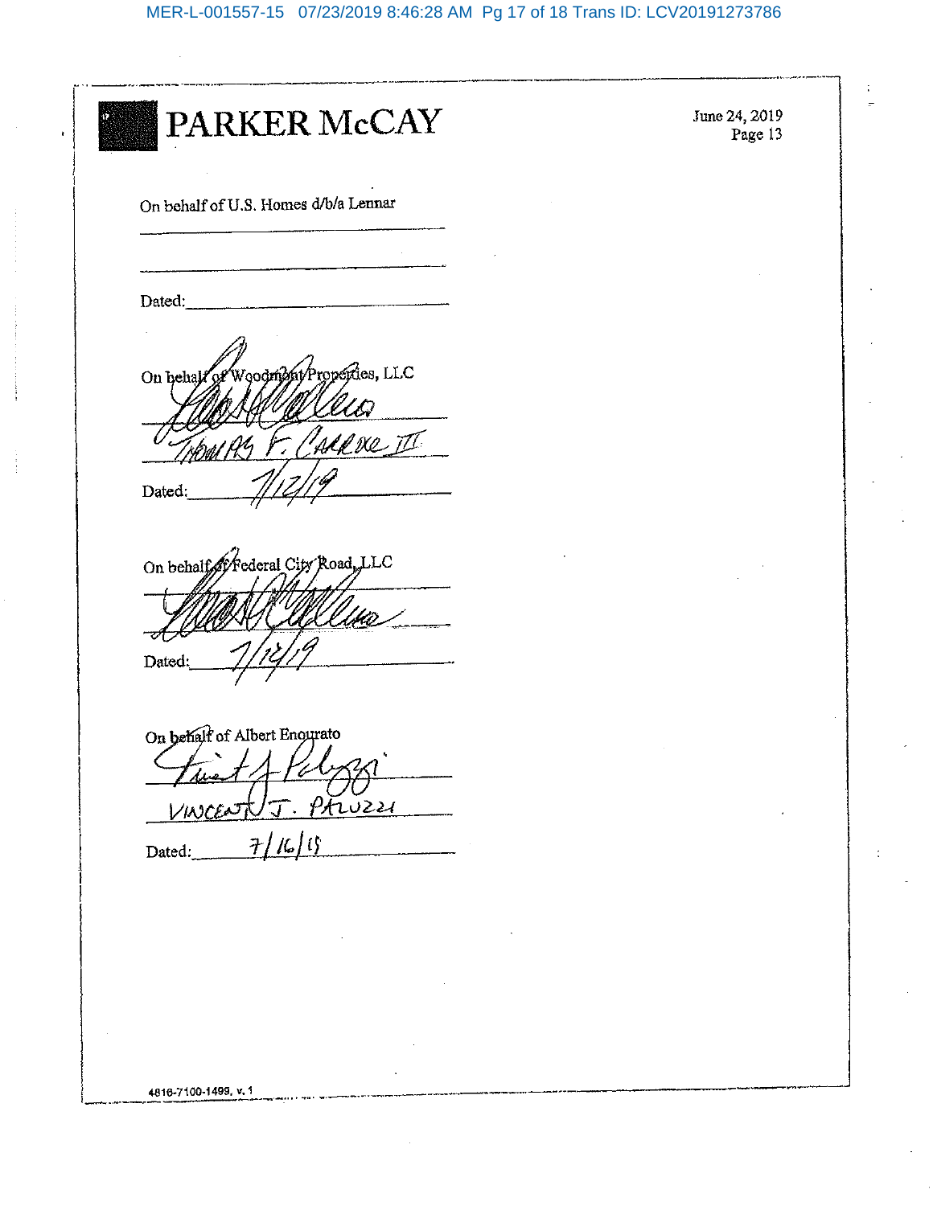**PARKER McCAY**

June 24, 2019
Page 13

On behalf of U.S. Homes d/b/a Lennar

\_\_\_\_\_\_\_\_\_\_\_\_\_\_\_\_\_\_\_\_\_\_\_\_\_\_\_\_\_\_

\_\_\_\_\_\_\_\_\_\_\_\_\_\_\_\_\_\_\_\_\_\_\_\_\_\_\_\_\_\_

Dated:\_\_\_\_\_\_\_\_\_\_\_\_\_\_\_\_\_\_\_\_\_\_\_\_\_

On behalf of Woodmont Properties, LLC

[signature]

THOMAS F. CARROLL III

Dated: 7/12/19

On behalf of Federal City Road, LLC

[signature]

Dated: 7/12/19

On behalf of Albert Enourato

[signature]

VINCENT J. PALUZZI

Dated: 7/16/19

4816-7100-1499, v. 1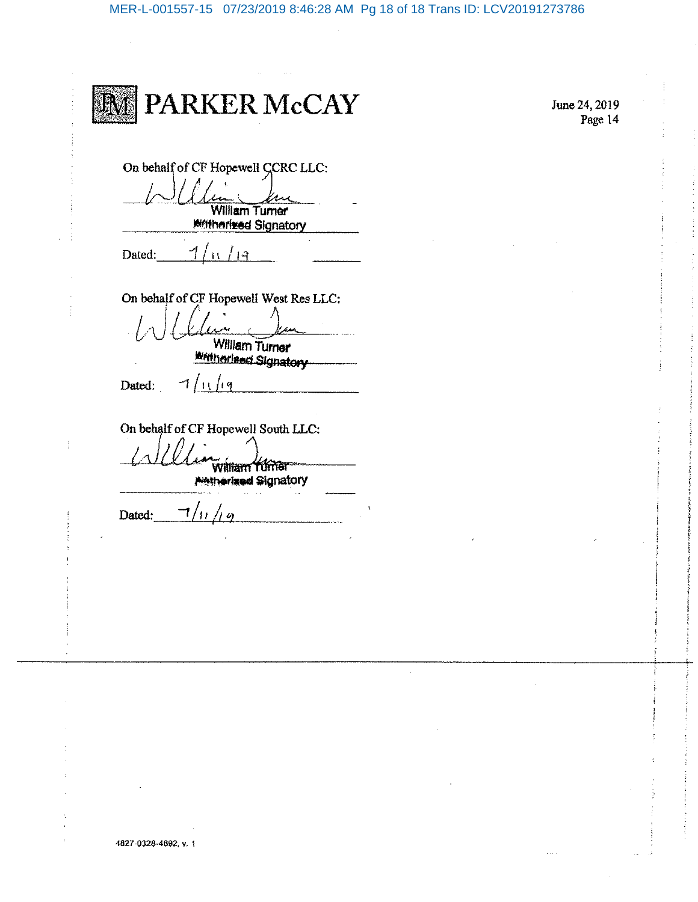PARKER McCAY

June 24, 2019

On behalf of CF Hopewell CCRC LLC:

William Turner
Authorized Signatory

Dated: 7/11/19

On behalf of CF Hopewell West Res LLC:

William Turner
Authorized Signatory

Dated: 7/11/19

On behalf of CF Hopewell South LLC:

William Turner
Authorized Signatory

Dated: 7/11/19

4827-0328-4892, v. 1